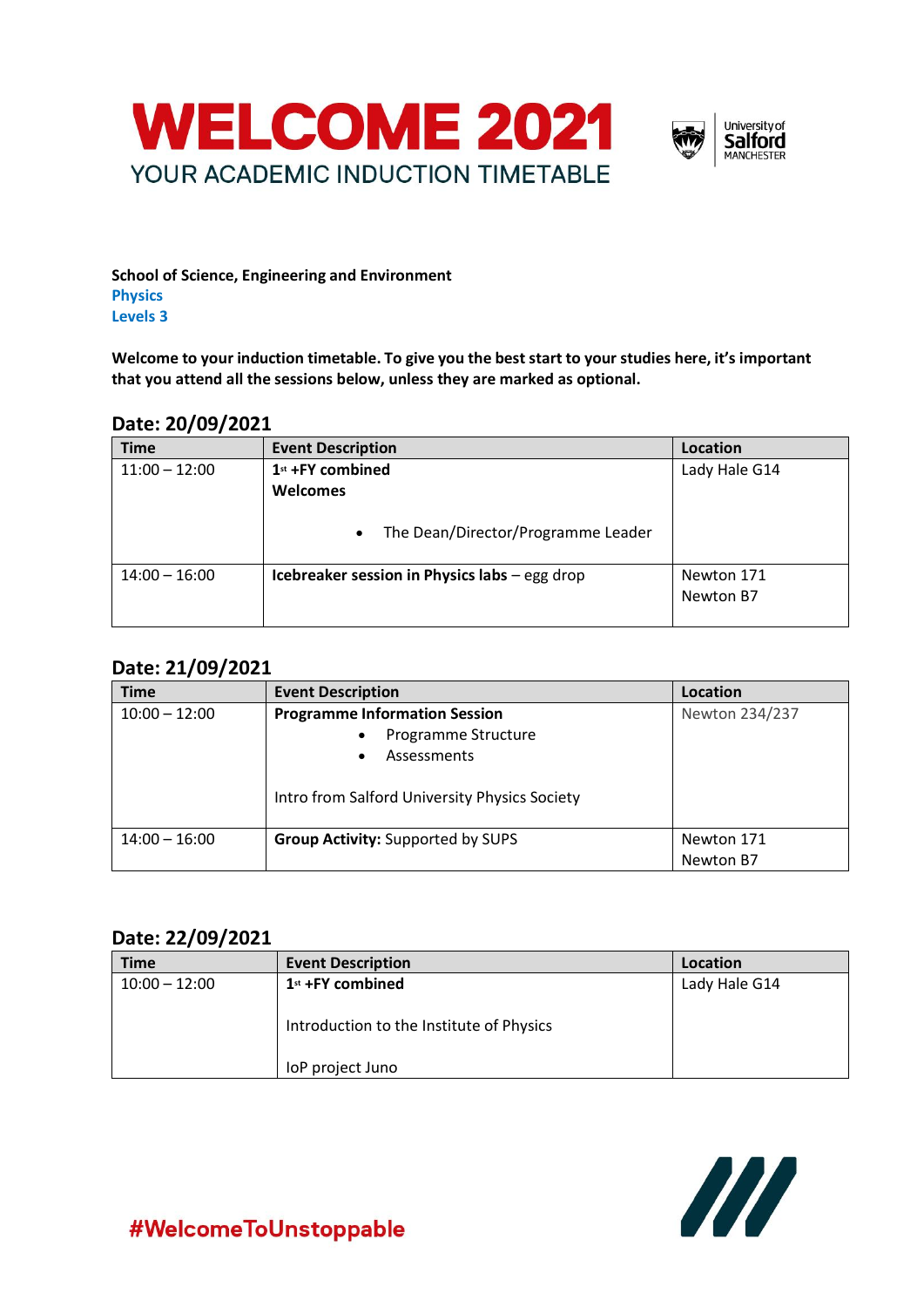# WELCOME 2021

## YOUR ACADEMIC INDUCTION TIMETABLE

**School of Science, Engineering and Environment**
**Physics**
**Levels 3**

**Welcome to your induction timetable. To give you the best start to your studies here, it's important that you attend all the sessions below, unless they are marked as optional.**

## Date: 20/09/2021

| Time | Event Description | Location |
|---|---|---|
| 11:00 – 12:00 | **1st +FY combined Welcomes** <br> • The Dean/Director/Programme Leader | Lady Hale G14 |
| 14:00 – 16:00 | **Icebreaker session in Physics labs** – egg drop | Newton 171 <br> Newton B7 |

## Date: 21/09/2021

| Time | Event Description | Location |
|---|---|---|
| 10:00 – 12:00 | **Programme Information Session** <br> • Programme Structure <br> • Assessments <br> Intro from Salford University Physics Society | Newton 234/237 |
| 14:00 – 16:00 | **Group Activity:** Supported by SUPS | Newton 171 <br> Newton B7 |

## Date: 22/09/2021

| Time | Event Description | Location |
|---|---|---|
| 10:00 – 12:00 | **1st +FY combined** <br> Introduction to the Institute of Physics <br> IoP project Juno | Lady Hale G14 |

#WelcomeToUnstoppable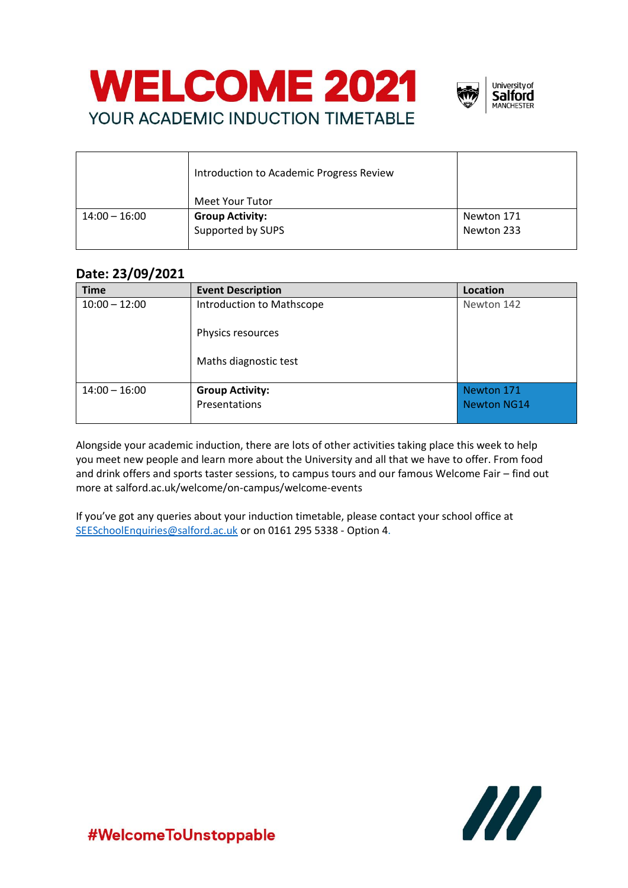# WELCOME 2021

## YOUR ACADEMIC INDUCTION TIMETABLE

| | | |
|---|---|---|
| | Introduction to Academic Progress Review<br><br>Meet Your Tutor | |
| 14:00 – 16:00 | **Group Activity:**<br>Supported by SUPS | Newton 171<br>Newton 233 |

### Date: 23/09/2021

| Time | Event Description | Location |
|---|---|---|
| 10:00 – 12:00 | Introduction to Mathscope<br><br>Physics resources<br><br>Maths diagnostic test | Newton 142 |
| 14:00 – 16:00 | **Group Activity:**<br>Presentations | Newton 171<br>Newton NG14 |

Alongside your academic induction, there are lots of other activities taking place this week to help you meet new people and learn more about the University and all that we have to offer. From food and drink offers and sports taster sessions, to campus tours and our famous Welcome Fair – find out more at salford.ac.uk/welcome/on-campus/welcome-events

If you've got any queries about your induction timetable, please contact your school office at SEESchoolEnquiries@salford.ac.uk or on 0161 295 5338 - Option 4.

#WelcomeToUnstoppable